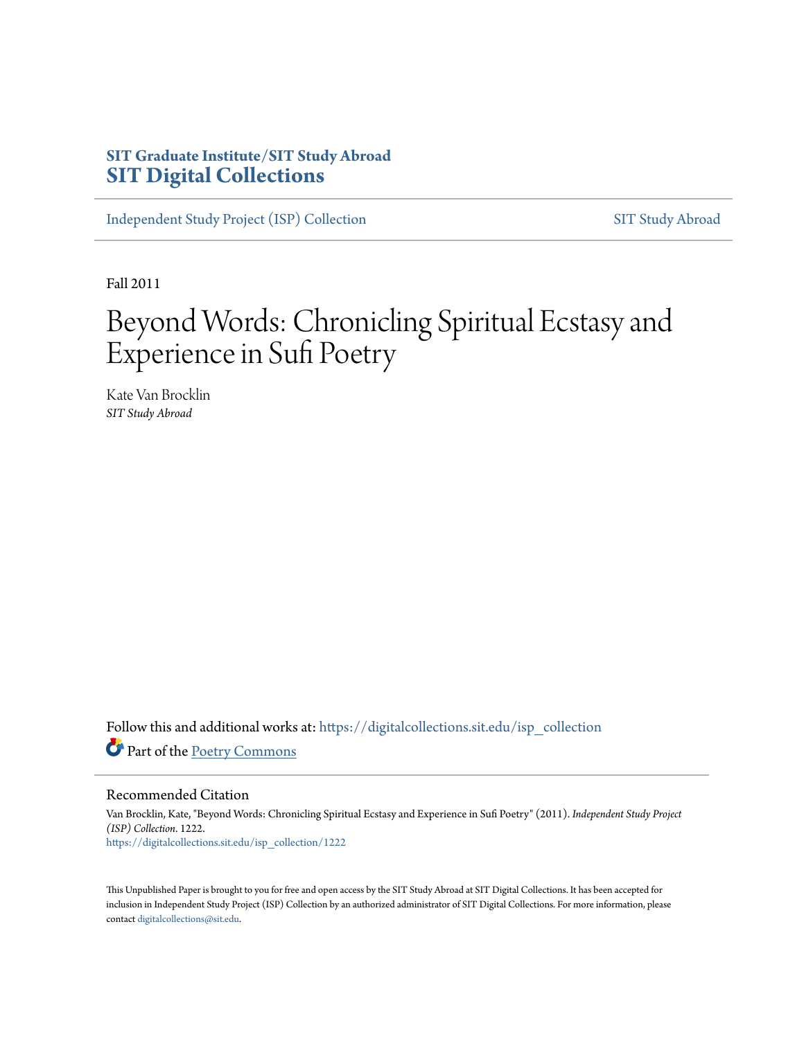**SIT Graduate Institute/SIT Study Abroad**
**SIT Digital Collections**

Independent Study Project (ISP) Collection | SIT Study Abroad

Fall 2011

# Beyond Words: Chronicling Spiritual Ecstasy and Experience in Sufi Poetry

Kate Van Brocklin
*SIT Study Abroad*

Follow this and additional works at: https://digitalcollections.sit.edu/isp_collection

Part of the Poetry Commons

## Recommended Citation

Van Brocklin, Kate, "Beyond Words: Chronicling Spiritual Ecstasy and Experience in Sufi Poetry" (2011). *Independent Study Project (ISP) Collection*. 1222.
https://digitalcollections.sit.edu/isp_collection/1222

This Unpublished Paper is brought to you for free and open access by the SIT Study Abroad at SIT Digital Collections. It has been accepted for inclusion in Independent Study Project (ISP) Collection by an authorized administrator of SIT Digital Collections. For more information, please contact digitalcollections@sit.edu.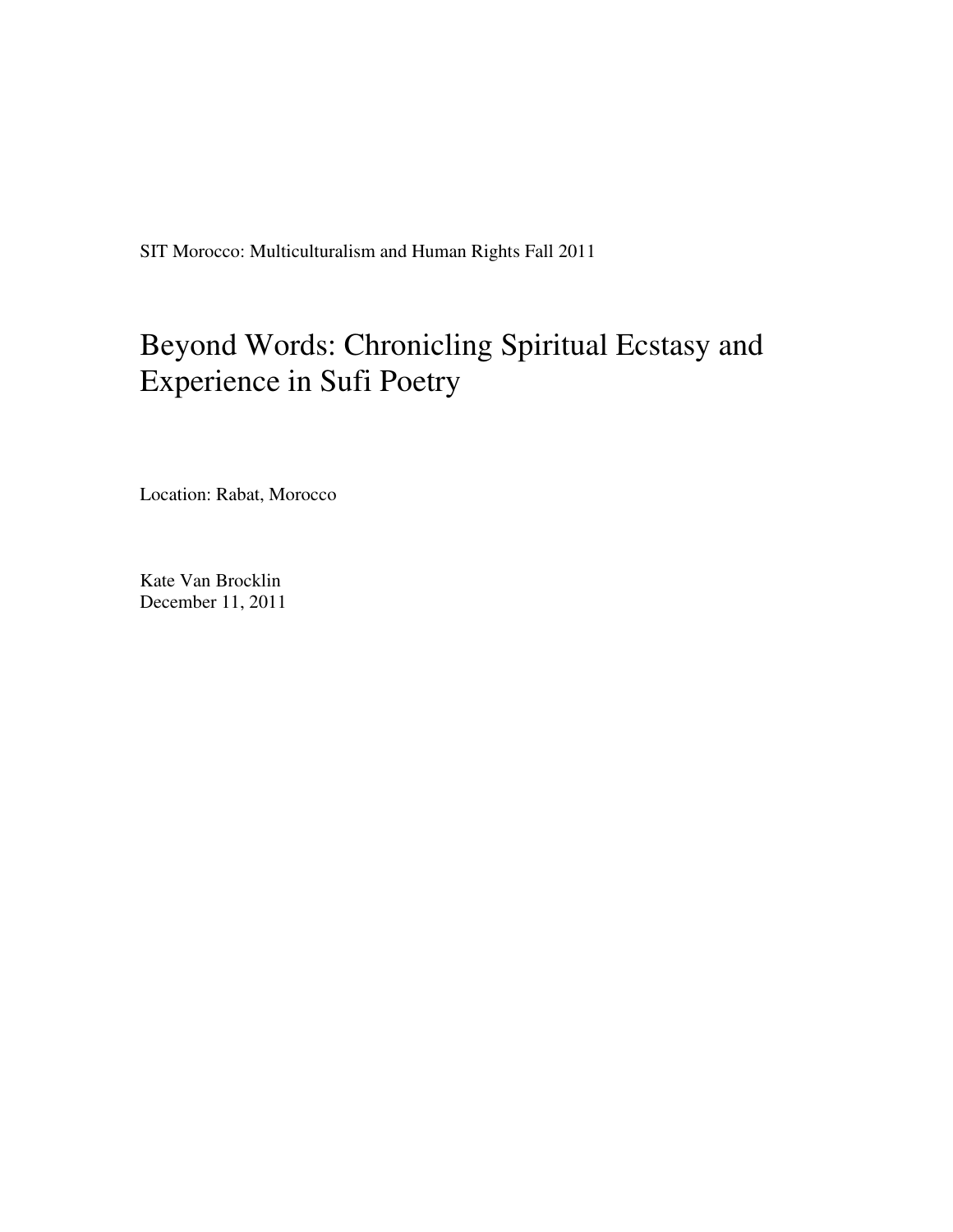SIT Morocco: Multiculturalism and Human Rights Fall 2011

# Beyond Words: Chronicling Spiritual Ecstasy and Experience in Sufi Poetry

Location: Rabat, Morocco

Kate Van Brocklin
December 11, 2011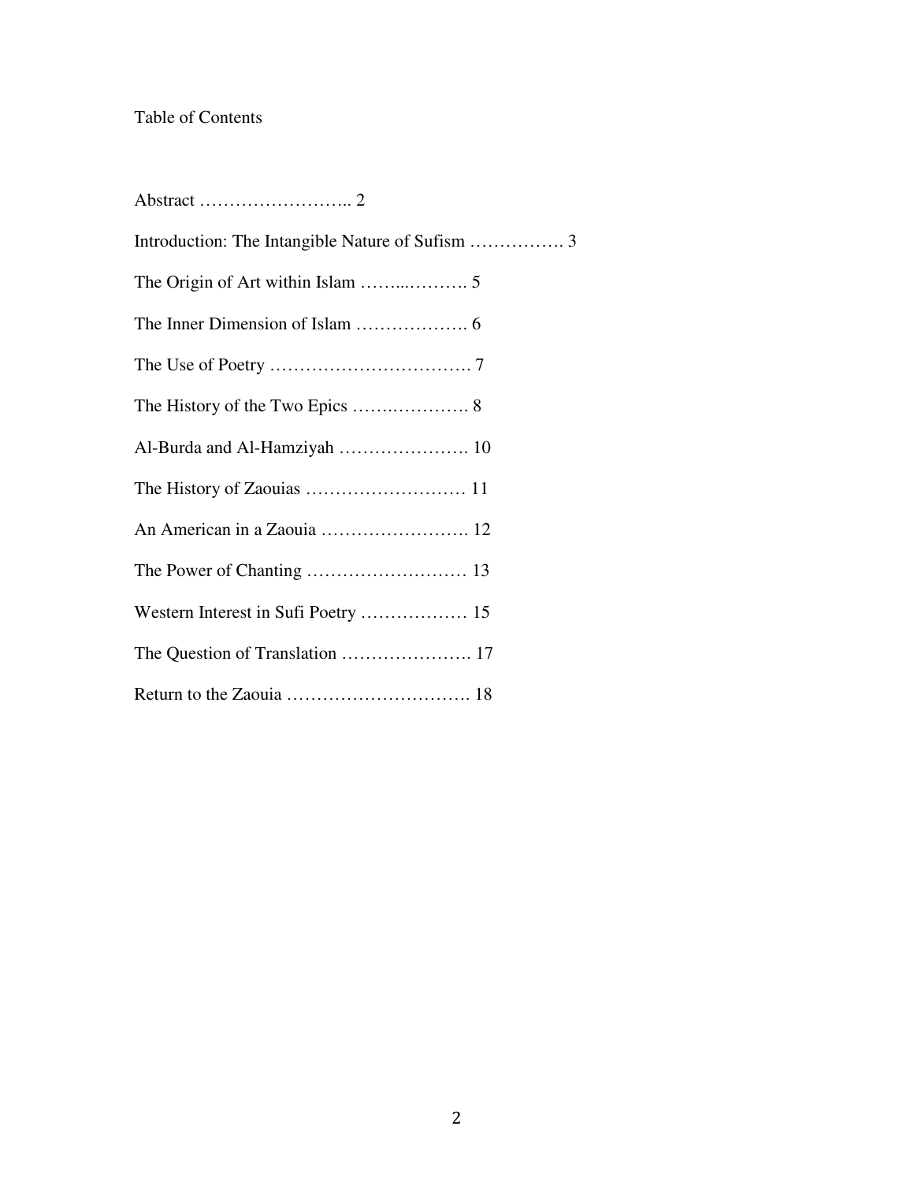Table of Contents

Abstract …………………….. 2

Introduction: The Intangible Nature of Sufism ……………. 3

The Origin of Art within Islam ……...………. 5

The Inner Dimension of Islam ………………. 6

The Use of Poetry ……………………………. 7

The History of the Two Epics …….…………. 8

Al-Burda and Al-Hamziyah …………………. 10

The History of Zaouias ……………………… 11

An American in a Zaouia ……………………. 12

The Power of Chanting ……………………… 13

Western Interest in Sufi Poetry ……………… 15

The Question of Translation …………………. 17

Return to the Zaouia …………………………. 18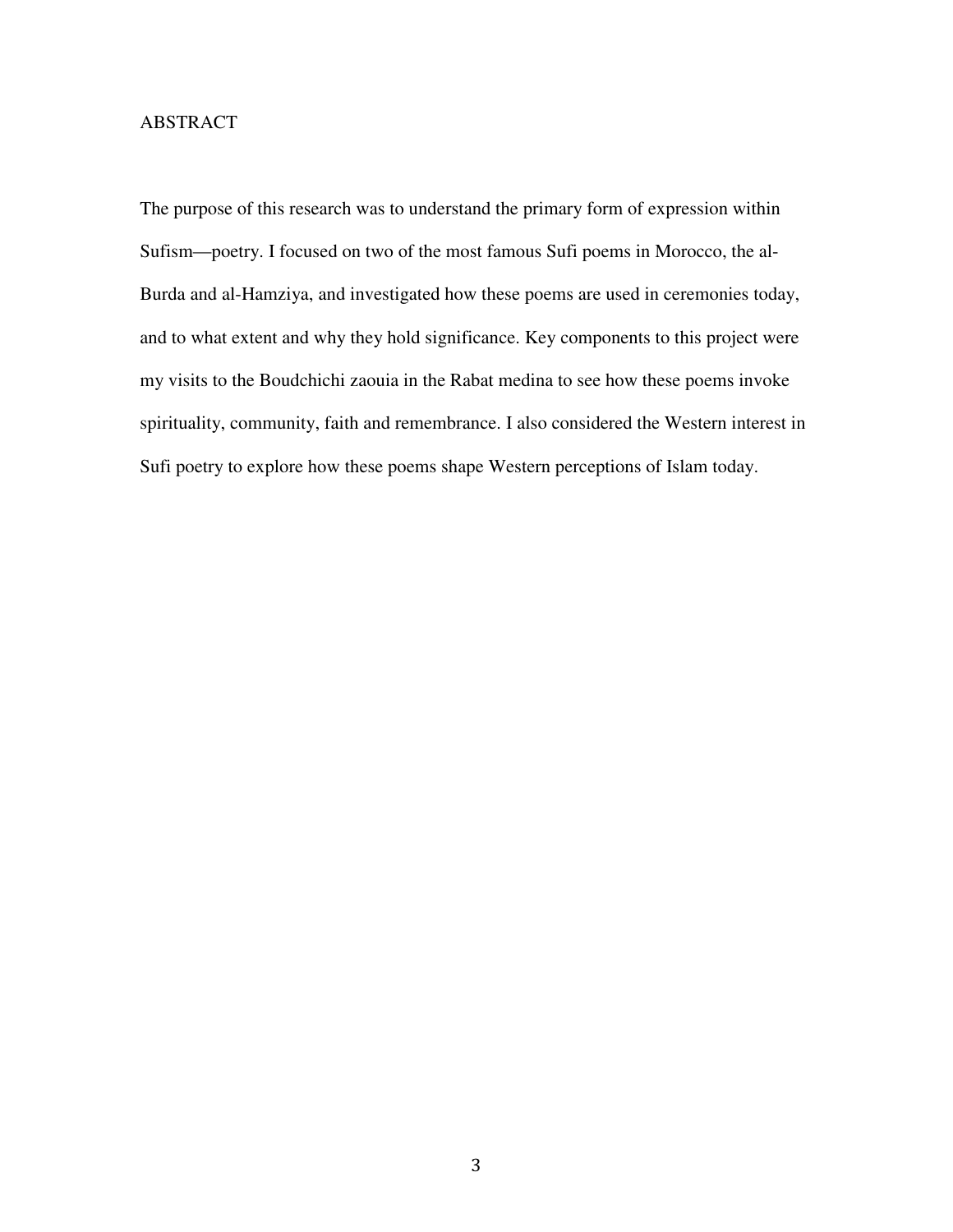# ABSTRACT

The purpose of this research was to understand the primary form of expression within Sufism—poetry. I focused on two of the most famous Sufi poems in Morocco, the al-Burda and al-Hamziya, and investigated how these poems are used in ceremonies today, and to what extent and why they hold significance. Key components to this project were my visits to the Boudchichi zaouia in the Rabat medina to see how these poems invoke spirituality, community, faith and remembrance. I also considered the Western interest in Sufi poetry to explore how these poems shape Western perceptions of Islam today.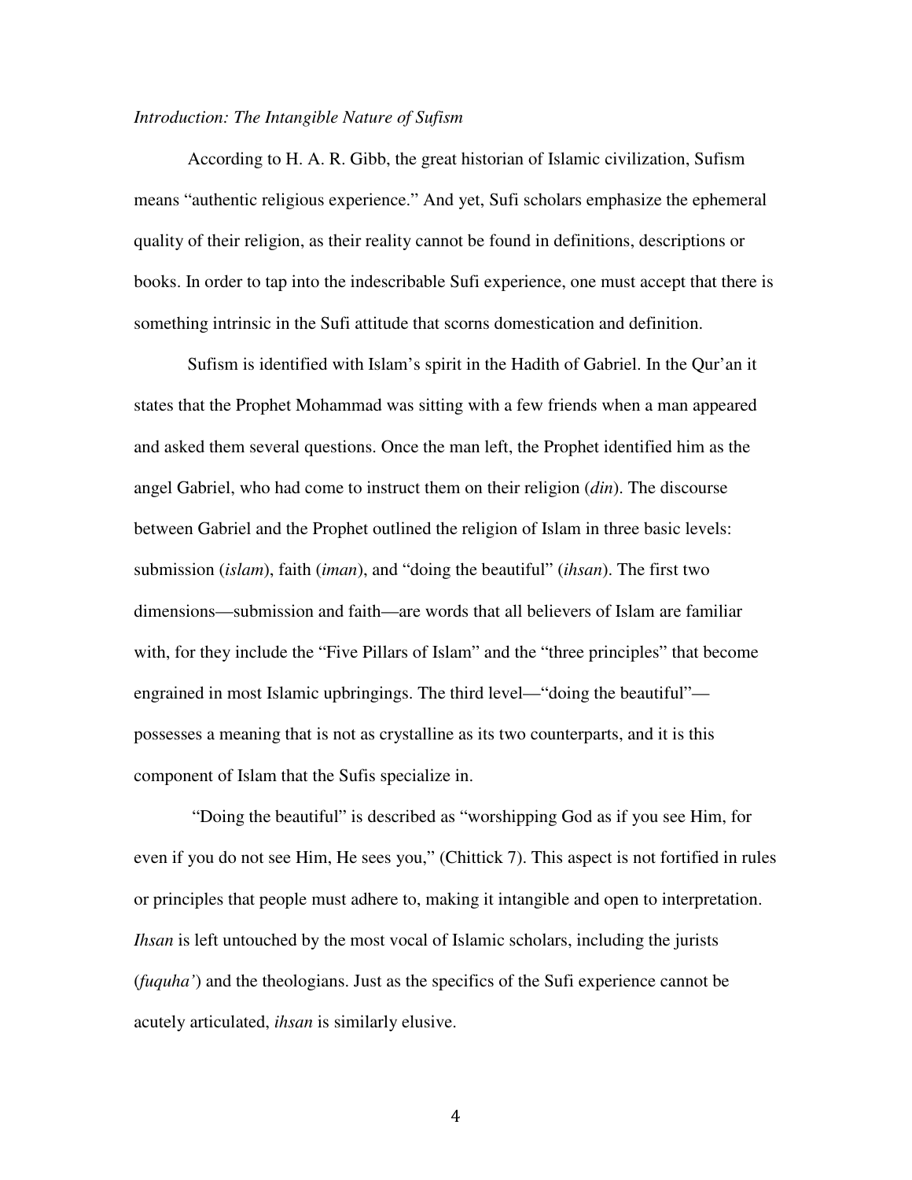*Introduction: The Intangible Nature of Sufism*

According to H. A. R. Gibb, the great historian of Islamic civilization, Sufism means "authentic religious experience." And yet, Sufi scholars emphasize the ephemeral quality of their religion, as their reality cannot be found in definitions, descriptions or books. In order to tap into the indescribable Sufi experience, one must accept that there is something intrinsic in the Sufi attitude that scorns domestication and definition.

Sufism is identified with Islam's spirit in the Hadith of Gabriel. In the Qur'an it states that the Prophet Mohammad was sitting with a few friends when a man appeared and asked them several questions. Once the man left, the Prophet identified him as the angel Gabriel, who had come to instruct them on their religion (*din*). The discourse between Gabriel and the Prophet outlined the religion of Islam in three basic levels: submission (*islam*), faith (*iman*), and "doing the beautiful" (*ihsan*). The first two dimensions—submission and faith—are words that all believers of Islam are familiar with, for they include the "Five Pillars of Islam" and the "three principles" that become engrained in most Islamic upbringings. The third level—"doing the beautiful"—possesses a meaning that is not as crystalline as its two counterparts, and it is this component of Islam that the Sufis specialize in.

"Doing the beautiful" is described as "worshipping God as if you see Him, for even if you do not see Him, He sees you," (Chittick 7). This aspect is not fortified in rules or principles that people must adhere to, making it intangible and open to interpretation. *Ihsan* is left untouched by the most vocal of Islamic scholars, including the jurists (*fuquha'*) and the theologians. Just as the specifics of the Sufi experience cannot be acutely articulated, *ihsan* is similarly elusive.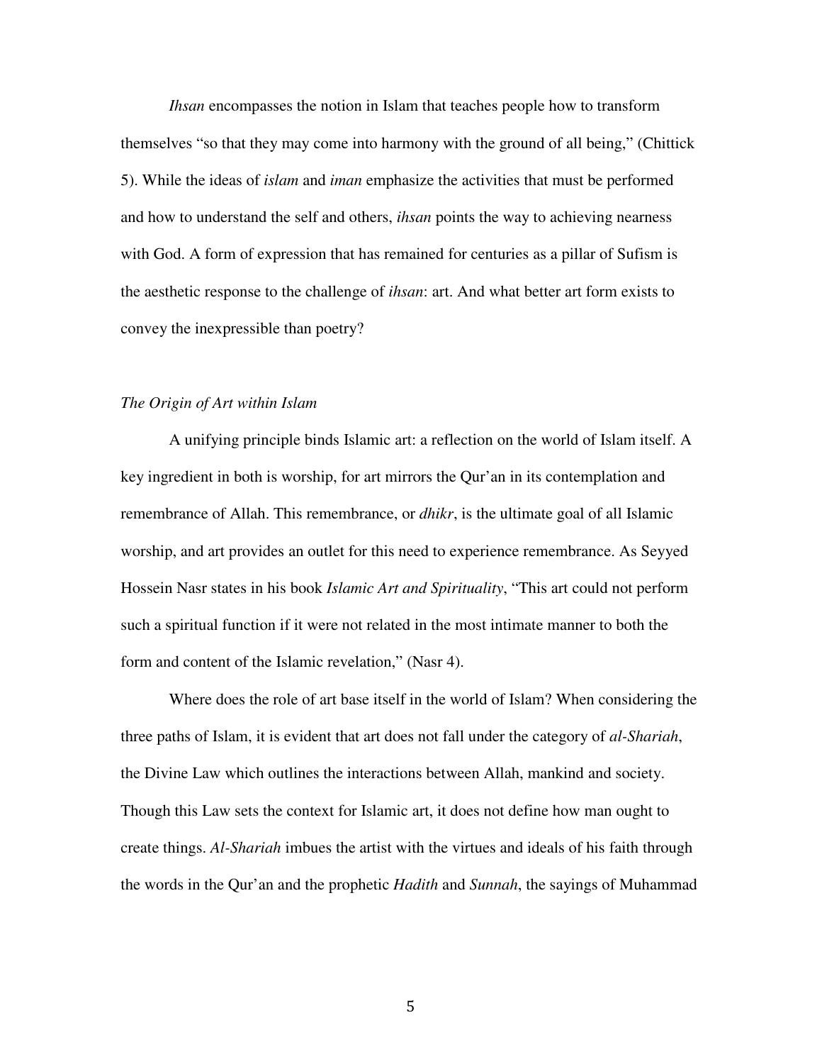*Ihsan* encompasses the notion in Islam that teaches people how to transform themselves "so that they may come into harmony with the ground of all being," (Chittick 5). While the ideas of *islam* and *iman* emphasize the activities that must be performed and how to understand the self and others, *ihsan* points the way to achieving nearness with God. A form of expression that has remained for centuries as a pillar of Sufism is the aesthetic response to the challenge of *ihsan*: art. And what better art form exists to convey the inexpressible than poetry?

### *The Origin of Art within Islam*

A unifying principle binds Islamic art: a reflection on the world of Islam itself. A key ingredient in both is worship, for art mirrors the Qur'an in its contemplation and remembrance of Allah. This remembrance, or *dhikr*, is the ultimate goal of all Islamic worship, and art provides an outlet for this need to experience remembrance. As Seyyed Hossein Nasr states in his book *Islamic Art and Spirituality*, "This art could not perform such a spiritual function if it were not related in the most intimate manner to both the form and content of the Islamic revelation," (Nasr 4).

Where does the role of art base itself in the world of Islam? When considering the three paths of Islam, it is evident that art does not fall under the category of *al-Shariah*, the Divine Law which outlines the interactions between Allah, mankind and society. Though this Law sets the context for Islamic art, it does not define how man ought to create things. *Al-Shariah* imbues the artist with the virtues and ideals of his faith through the words in the Qur'an and the prophetic *Hadith* and *Sunnah*, the sayings of Muhammad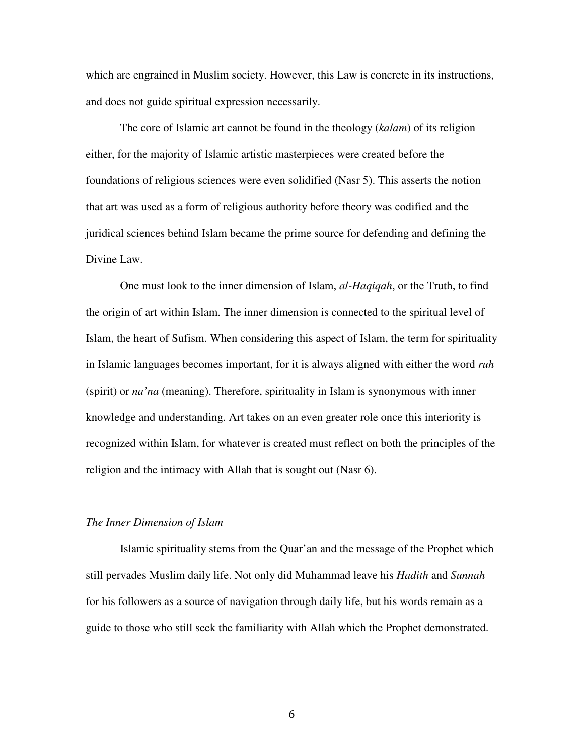which are engrained in Muslim society. However, this Law is concrete in its instructions, and does not guide spiritual expression necessarily.

The core of Islamic art cannot be found in the theology (*kalam*) of its religion either, for the majority of Islamic artistic masterpieces were created before the foundations of religious sciences were even solidified (Nasr 5). This asserts the notion that art was used as a form of religious authority before theory was codified and the juridical sciences behind Islam became the prime source for defending and defining the Divine Law.

One must look to the inner dimension of Islam, *al-Haqiqah*, or the Truth, to find the origin of art within Islam. The inner dimension is connected to the spiritual level of Islam, the heart of Sufism. When considering this aspect of Islam, the term for spirituality in Islamic languages becomes important, for it is always aligned with either the word *ruh* (spirit) or *na'na* (meaning). Therefore, spirituality in Islam is synonymous with inner knowledge and understanding. Art takes on an even greater role once this interiority is recognized within Islam, for whatever is created must reflect on both the principles of the religion and the intimacy with Allah that is sought out (Nasr 6).

### *The Inner Dimension of Islam*

Islamic spirituality stems from the Quar'an and the message of the Prophet which still pervades Muslim daily life. Not only did Muhammad leave his *Hadith* and *Sunnah* for his followers as a source of navigation through daily life, but his words remain as a guide to those who still seek the familiarity with Allah which the Prophet demonstrated.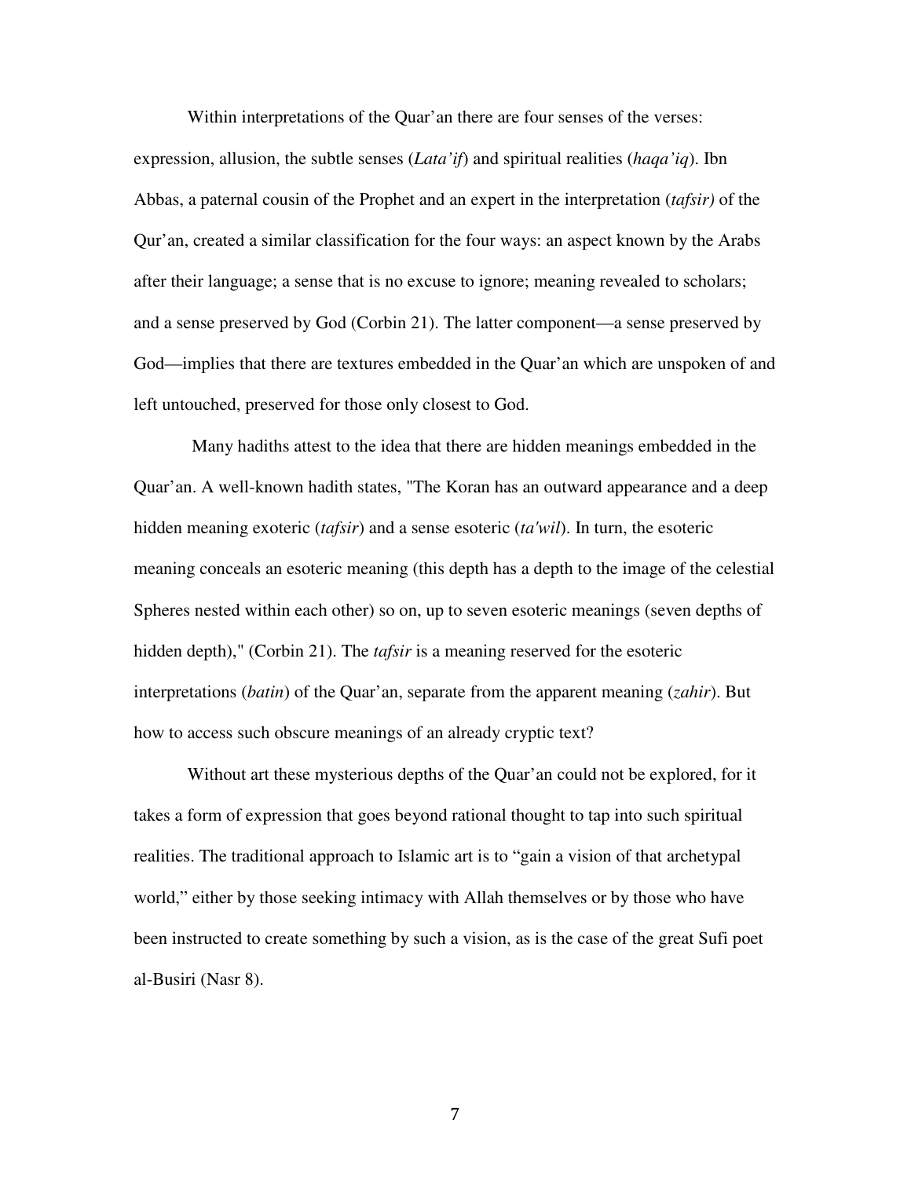Within interpretations of the Quar'an there are four senses of the verses: expression, allusion, the subtle senses (*Lata'if*) and spiritual realities (*haqa'iq*). Ibn Abbas, a paternal cousin of the Prophet and an expert in the interpretation (*tafsir)* of the Qur'an, created a similar classification for the four ways: an aspect known by the Arabs after their language; a sense that is no excuse to ignore; meaning revealed to scholars; and a sense preserved by God (Corbin 21). The latter component—a sense preserved by God—implies that there are textures embedded in the Quar'an which are unspoken of and left untouched, preserved for those only closest to God.

Many hadiths attest to the idea that there are hidden meanings embedded in the Quar'an. A well-known hadith states, "The Koran has an outward appearance and a deep hidden meaning exoteric (*tafsir*) and a sense esoteric (*ta'wil*). In turn, the esoteric meaning conceals an esoteric meaning (this depth has a depth to the image of the celestial Spheres nested within each other) so on, up to seven esoteric meanings (seven depths of hidden depth)," (Corbin 21). The *tafsir* is a meaning reserved for the esoteric interpretations (*batin*) of the Quar'an, separate from the apparent meaning (*zahir*). But how to access such obscure meanings of an already cryptic text?

Without art these mysterious depths of the Quar'an could not be explored, for it takes a form of expression that goes beyond rational thought to tap into such spiritual realities. The traditional approach to Islamic art is to "gain a vision of that archetypal world," either by those seeking intimacy with Allah themselves or by those who have been instructed to create something by such a vision, as is the case of the great Sufi poet al-Busiri (Nasr 8).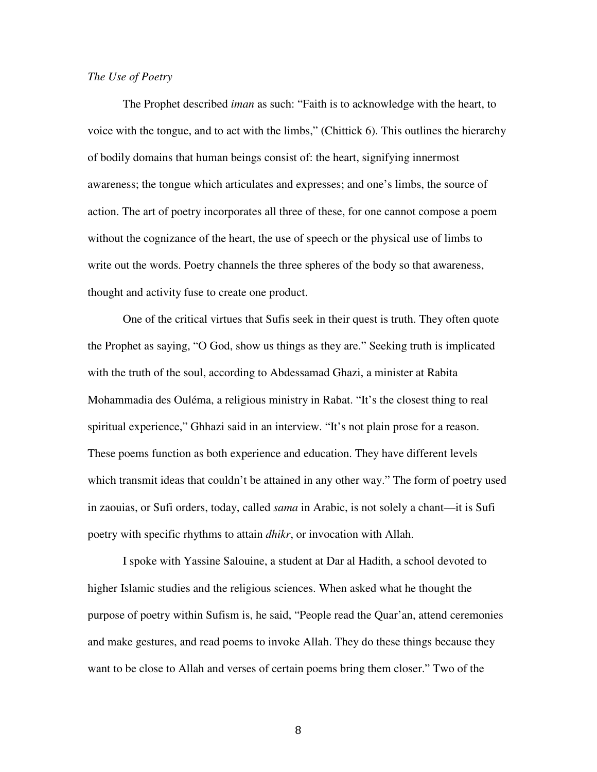*The Use of Poetry*

The Prophet described *iman* as such: "Faith is to acknowledge with the heart, to voice with the tongue, and to act with the limbs," (Chittick 6). This outlines the hierarchy of bodily domains that human beings consist of: the heart, signifying innermost awareness; the tongue which articulates and expresses; and one's limbs, the source of action. The art of poetry incorporates all three of these, for one cannot compose a poem without the cognizance of the heart, the use of speech or the physical use of limbs to write out the words. Poetry channels the three spheres of the body so that awareness, thought and activity fuse to create one product.

One of the critical virtues that Sufis seek in their quest is truth. They often quote the Prophet as saying, "O God, show us things as they are." Seeking truth is implicated with the truth of the soul, according to Abdessamad Ghazi, a minister at Rabita Mohammadia des Ouléma, a religious ministry in Rabat. "It's the closest thing to real spiritual experience," Ghhazi said in an interview. "It's not plain prose for a reason. These poems function as both experience and education. They have different levels which transmit ideas that couldn't be attained in any other way." The form of poetry used in zaouias, or Sufi orders, today, called *sama* in Arabic, is not solely a chant—it is Sufi poetry with specific rhythms to attain *dhikr*, or invocation with Allah.

I spoke with Yassine Salouine, a student at Dar al Hadith, a school devoted to higher Islamic studies and the religious sciences. When asked what he thought the purpose of poetry within Sufism is, he said, "People read the Quar'an, attend ceremonies and make gestures, and read poems to invoke Allah. They do these things because they want to be close to Allah and verses of certain poems bring them closer." Two of the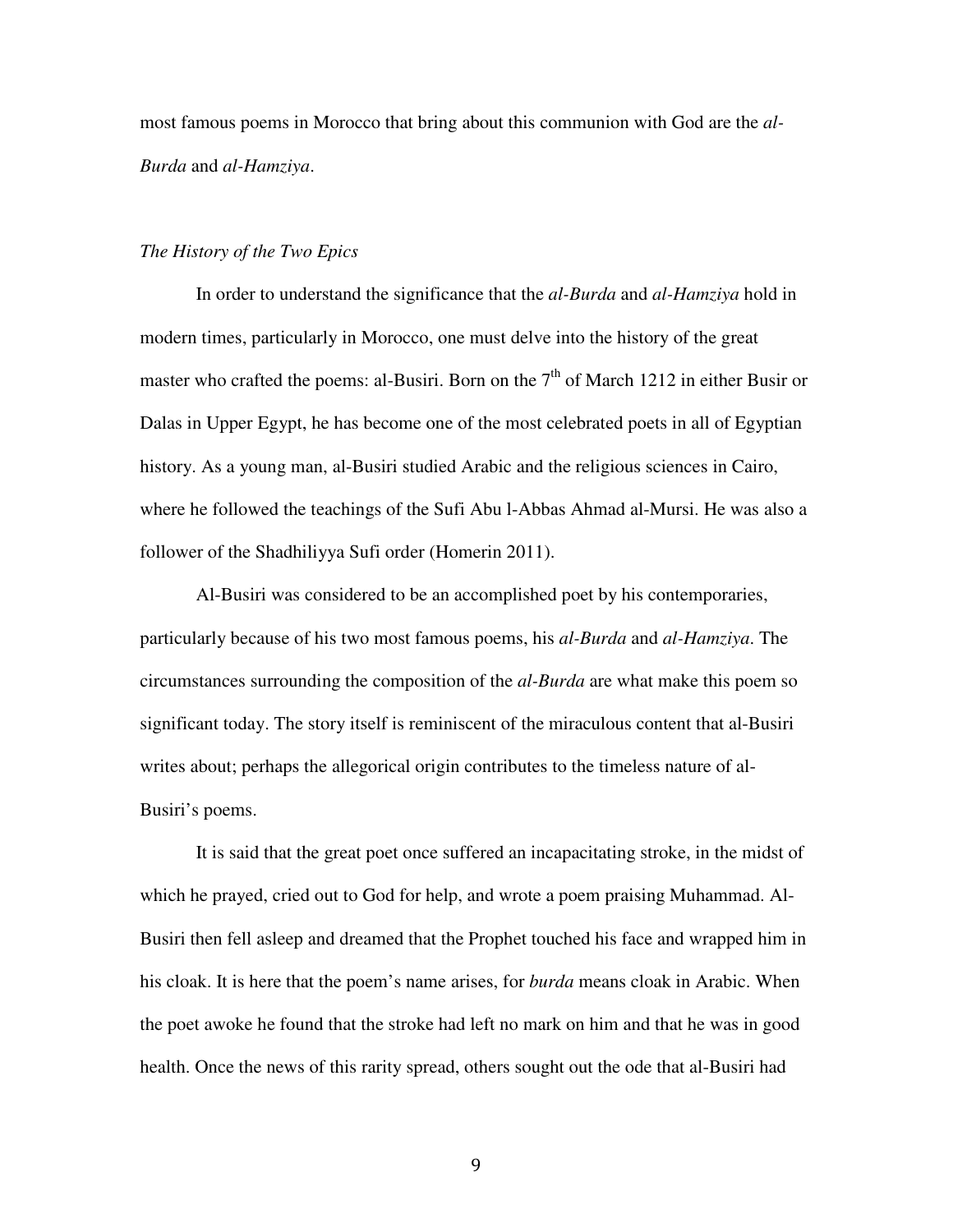most famous poems in Morocco that bring about this communion with God are the *al-Burda* and *al-Hamziya*.

*The History of the Two Epics*

In order to understand the significance that the *al-Burda* and *al-Hamziya* hold in modern times, particularly in Morocco, one must delve into the history of the great master who crafted the poems: al-Busiri. Born on the 7th of March 1212 in either Busir or Dalas in Upper Egypt, he has become one of the most celebrated poets in all of Egyptian history. As a young man, al-Busiri studied Arabic and the religious sciences in Cairo, where he followed the teachings of the Sufi Abu l-Abbas Ahmad al-Mursi. He was also a follower of the Shadhiliyya Sufi order (Homerin 2011).

Al-Busiri was considered to be an accomplished poet by his contemporaries, particularly because of his two most famous poems, his *al-Burda* and *al-Hamziya*. The circumstances surrounding the composition of the *al-Burda* are what make this poem so significant today. The story itself is reminiscent of the miraculous content that al-Busiri writes about; perhaps the allegorical origin contributes to the timeless nature of al-Busiri's poems.

It is said that the great poet once suffered an incapacitating stroke, in the midst of which he prayed, cried out to God for help, and wrote a poem praising Muhammad. Al-Busiri then fell asleep and dreamed that the Prophet touched his face and wrapped him in his cloak. It is here that the poem's name arises, for *burda* means cloak in Arabic. When the poet awoke he found that the stroke had left no mark on him and that he was in good health. Once the news of this rarity spread, others sought out the ode that al-Busiri had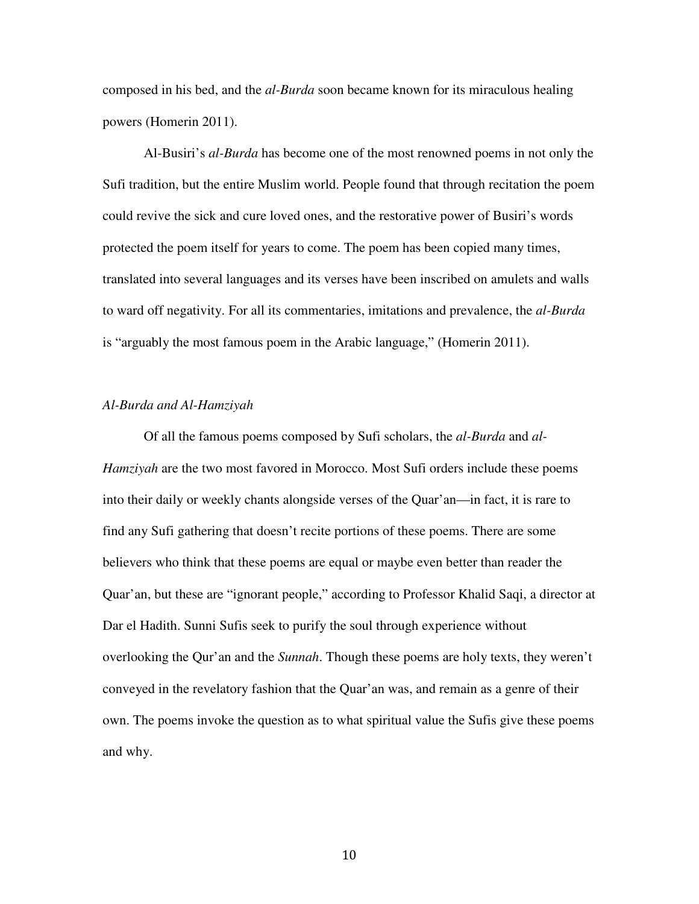composed in his bed, and the *al-Burda* soon became known for its miraculous healing powers (Homerin 2011).

Al-Busiri's *al-Burda* has become one of the most renowned poems in not only the Sufi tradition, but the entire Muslim world. People found that through recitation the poem could revive the sick and cure loved ones, and the restorative power of Busiri's words protected the poem itself for years to come. The poem has been copied many times, translated into several languages and its verses have been inscribed on amulets and walls to ward off negativity. For all its commentaries, imitations and prevalence, the *al-Burda* is "arguably the most famous poem in the Arabic language," (Homerin 2011).

### *Al-Burda and Al-Hamziyah*

Of all the famous poems composed by Sufi scholars, the *al-Burda* and *al-Hamziyah* are the two most favored in Morocco. Most Sufi orders include these poems into their daily or weekly chants alongside verses of the Quar'an—in fact, it is rare to find any Sufi gathering that doesn't recite portions of these poems. There are some believers who think that these poems are equal or maybe even better than reader the Quar'an, but these are "ignorant people," according to Professor Khalid Saqi, a director at Dar el Hadith. Sunni Sufis seek to purify the soul through experience without overlooking the Qur'an and the *Sunnah*. Though these poems are holy texts, they weren't conveyed in the revelatory fashion that the Quar'an was, and remain as a genre of their own. The poems invoke the question as to what spiritual value the Sufis give these poems and why.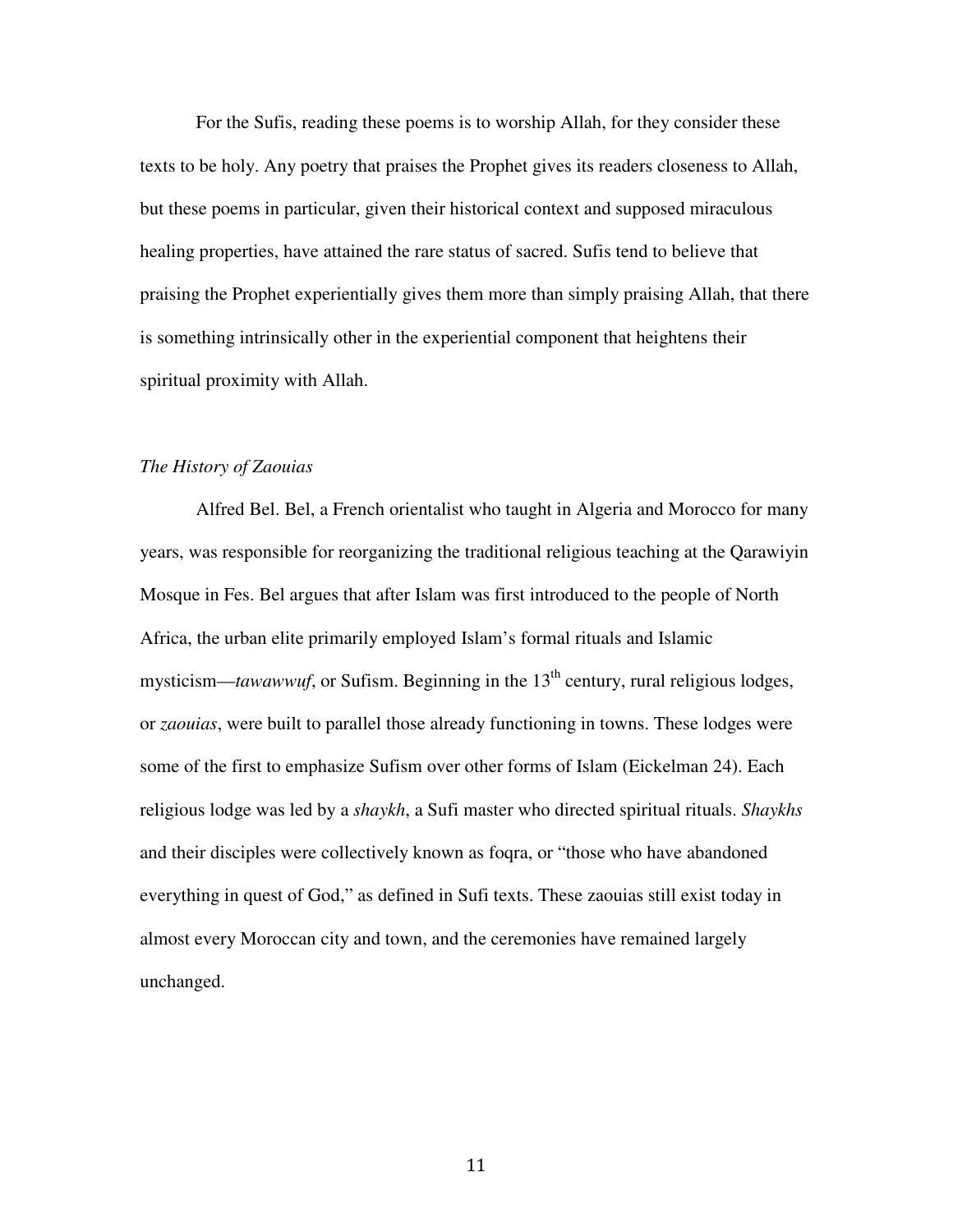For the Sufis, reading these poems is to worship Allah, for they consider these texts to be holy. Any poetry that praises the Prophet gives its readers closeness to Allah, but these poems in particular, given their historical context and supposed miraculous healing properties, have attained the rare status of sacred. Sufis tend to believe that praising the Prophet experientially gives them more than simply praising Allah, that there is something intrinsically other in the experiential component that heightens their spiritual proximity with Allah.

*The History of Zaouias*

Alfred Bel. Bel, a French orientalist who taught in Algeria and Morocco for many years, was responsible for reorganizing the traditional religious teaching at the Qarawiyin Mosque in Fes. Bel argues that after Islam was first introduced to the people of North Africa, the urban elite primarily employed Islam's formal rituals and Islamic mysticism—*tawawwuf*, or Sufism. Beginning in the 13th century, rural religious lodges, or *zaouias*, were built to parallel those already functioning in towns. These lodges were some of the first to emphasize Sufism over other forms of Islam (Eickelman 24). Each religious lodge was led by a *shaykh*, a Sufi master who directed spiritual rituals. *Shaykhs* and their disciples were collectively known as foqra, or "those who have abandoned everything in quest of God," as defined in Sufi texts. These zaouias still exist today in almost every Moroccan city and town, and the ceremonies have remained largely unchanged.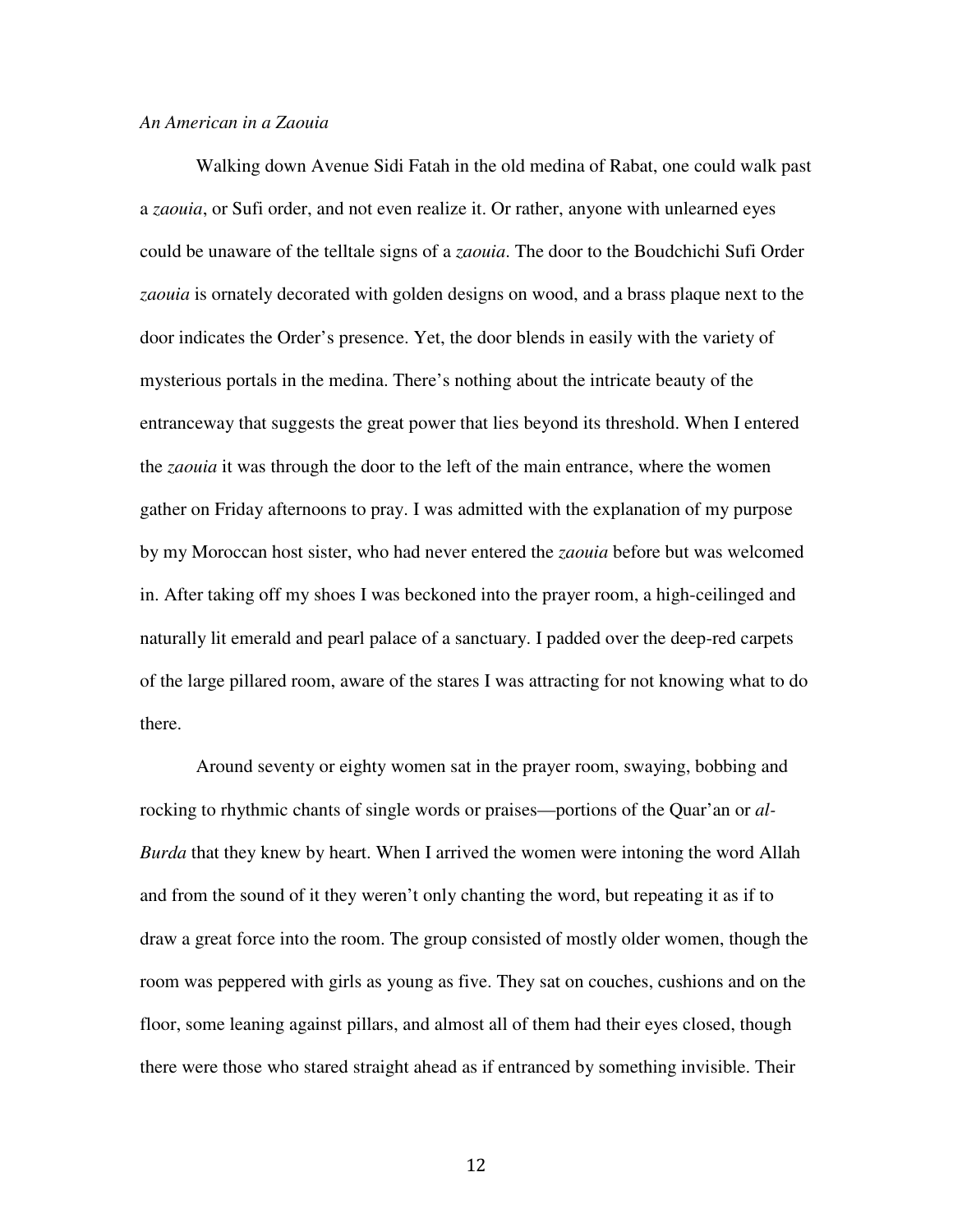*An American in a Zaouia*

Walking down Avenue Sidi Fatah in the old medina of Rabat, one could walk past a *zaouia*, or Sufi order, and not even realize it. Or rather, anyone with unlearned eyes could be unaware of the telltale signs of a *zaouia*. The door to the Boudchichi Sufi Order *zaouia* is ornately decorated with golden designs on wood, and a brass plaque next to the door indicates the Order's presence. Yet, the door blends in easily with the variety of mysterious portals in the medina. There's nothing about the intricate beauty of the entranceway that suggests the great power that lies beyond its threshold. When I entered the *zaouia* it was through the door to the left of the main entrance, where the women gather on Friday afternoons to pray. I was admitted with the explanation of my purpose by my Moroccan host sister, who had never entered the *zaouia* before but was welcomed in. After taking off my shoes I was beckoned into the prayer room, a high-ceilinged and naturally lit emerald and pearl palace of a sanctuary. I padded over the deep-red carpets of the large pillared room, aware of the stares I was attracting for not knowing what to do there.

Around seventy or eighty women sat in the prayer room, swaying, bobbing and rocking to rhythmic chants of single words or praises—portions of the Quar'an or *al-Burda* that they knew by heart. When I arrived the women were intoning the word Allah and from the sound of it they weren't only chanting the word, but repeating it as if to draw a great force into the room. The group consisted of mostly older women, though the room was peppered with girls as young as five. They sat on couches, cushions and on the floor, some leaning against pillars, and almost all of them had their eyes closed, though there were those who stared straight ahead as if entranced by something invisible. Their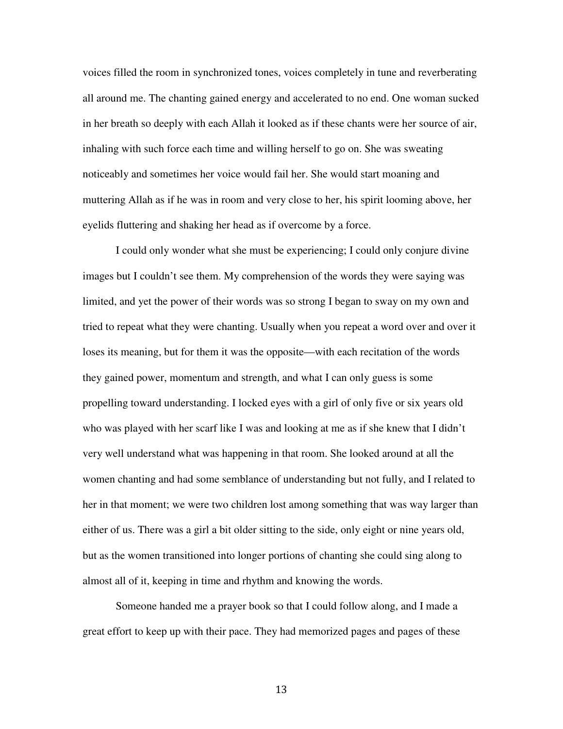voices filled the room in synchronized tones, voices completely in tune and reverberating all around me. The chanting gained energy and accelerated to no end. One woman sucked in her breath so deeply with each Allah it looked as if these chants were her source of air, inhaling with such force each time and willing herself to go on. She was sweating noticeably and sometimes her voice would fail her. She would start moaning and muttering Allah as if he was in room and very close to her, his spirit looming above, her eyelids fluttering and shaking her head as if overcome by a force.

I could only wonder what she must be experiencing; I could only conjure divine images but I couldn't see them. My comprehension of the words they were saying was limited, and yet the power of their words was so strong I began to sway on my own and tried to repeat what they were chanting. Usually when you repeat a word over and over it loses its meaning, but for them it was the opposite—with each recitation of the words they gained power, momentum and strength, and what I can only guess is some propelling toward understanding. I locked eyes with a girl of only five or six years old who was played with her scarf like I was and looking at me as if she knew that I didn't very well understand what was happening in that room. She looked around at all the women chanting and had some semblance of understanding but not fully, and I related to her in that moment; we were two children lost among something that was way larger than either of us. There was a girl a bit older sitting to the side, only eight or nine years old, but as the women transitioned into longer portions of chanting she could sing along to almost all of it, keeping in time and rhythm and knowing the words.

Someone handed me a prayer book so that I could follow along, and I made a great effort to keep up with their pace. They had memorized pages and pages of these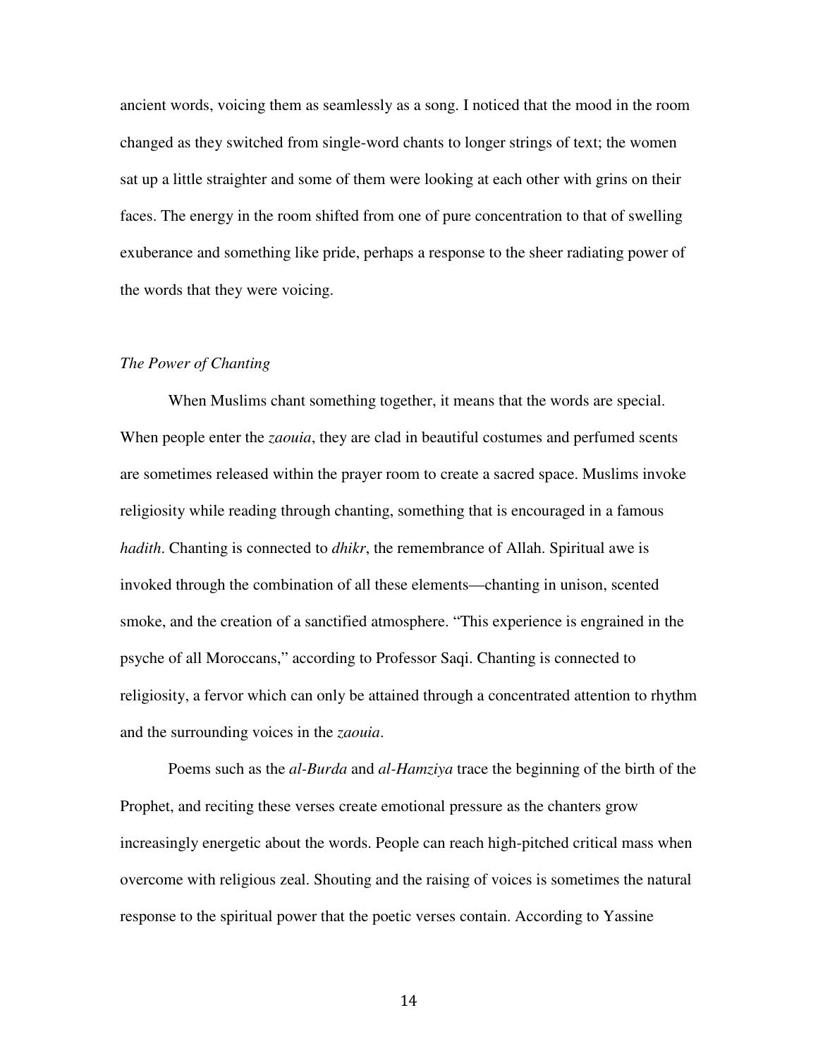ancient words, voicing them as seamlessly as a song. I noticed that the mood in the room changed as they switched from single-word chants to longer strings of text; the women sat up a little straighter and some of them were looking at each other with grins on their faces. The energy in the room shifted from one of pure concentration to that of swelling exuberance and something like pride, perhaps a response to the sheer radiating power of the words that they were voicing.

*The Power of Chanting*

When Muslims chant something together, it means that the words are special. When people enter the *zaouia*, they are clad in beautiful costumes and perfumed scents are sometimes released within the prayer room to create a sacred space. Muslims invoke religiosity while reading through chanting, something that is encouraged in a famous *hadith*. Chanting is connected to *dhikr*, the remembrance of Allah. Spiritual awe is invoked through the combination of all these elements—chanting in unison, scented smoke, and the creation of a sanctified atmosphere. "This experience is engrained in the psyche of all Moroccans," according to Professor Saqi. Chanting is connected to religiosity, a fervor which can only be attained through a concentrated attention to rhythm and the surrounding voices in the *zaouia*.

Poems such as the *al-Burda* and *al-Hamziya* trace the beginning of the birth of the Prophet, and reciting these verses create emotional pressure as the chanters grow increasingly energetic about the words. People can reach high-pitched critical mass when overcome with religious zeal. Shouting and the raising of voices is sometimes the natural response to the spiritual power that the poetic verses contain. According to Yassine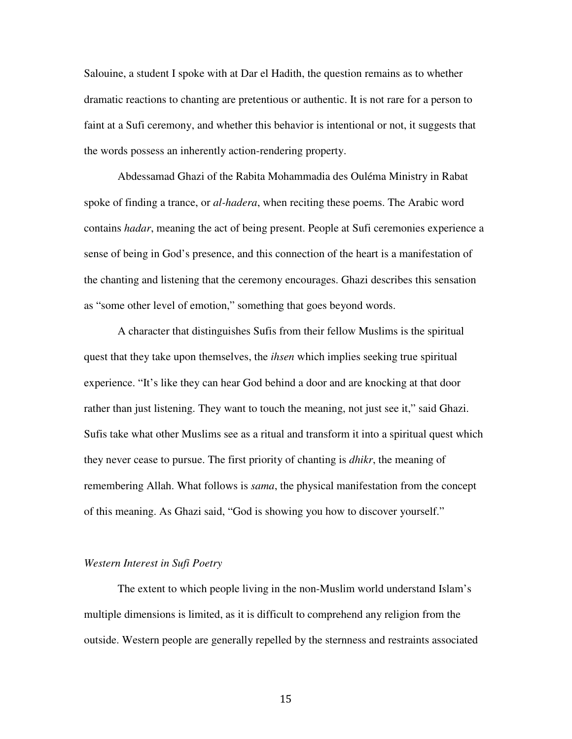Salouine, a student I spoke with at Dar el Hadith, the question remains as to whether dramatic reactions to chanting are pretentious or authentic. It is not rare for a person to faint at a Sufi ceremony, and whether this behavior is intentional or not, it suggests that the words possess an inherently action-rendering property.

Abdessamad Ghazi of the Rabita Mohammadia des Ouléma Ministry in Rabat spoke of finding a trance, or *al-hadera*, when reciting these poems. The Arabic word contains *hadar*, meaning the act of being present. People at Sufi ceremonies experience a sense of being in God's presence, and this connection of the heart is a manifestation of the chanting and listening that the ceremony encourages. Ghazi describes this sensation as "some other level of emotion," something that goes beyond words.

A character that distinguishes Sufis from their fellow Muslims is the spiritual quest that they take upon themselves, the *ihsen* which implies seeking true spiritual experience. "It's like they can hear God behind a door and are knocking at that door rather than just listening. They want to touch the meaning, not just see it," said Ghazi. Sufis take what other Muslims see as a ritual and transform it into a spiritual quest which they never cease to pursue. The first priority of chanting is *dhikr*, the meaning of remembering Allah. What follows is *sama*, the physical manifestation from the concept of this meaning. As Ghazi said, "God is showing you how to discover yourself."

### *Western Interest in Sufi Poetry*

The extent to which people living in the non-Muslim world understand Islam's multiple dimensions is limited, as it is difficult to comprehend any religion from the outside. Western people are generally repelled by the sternness and restraints associated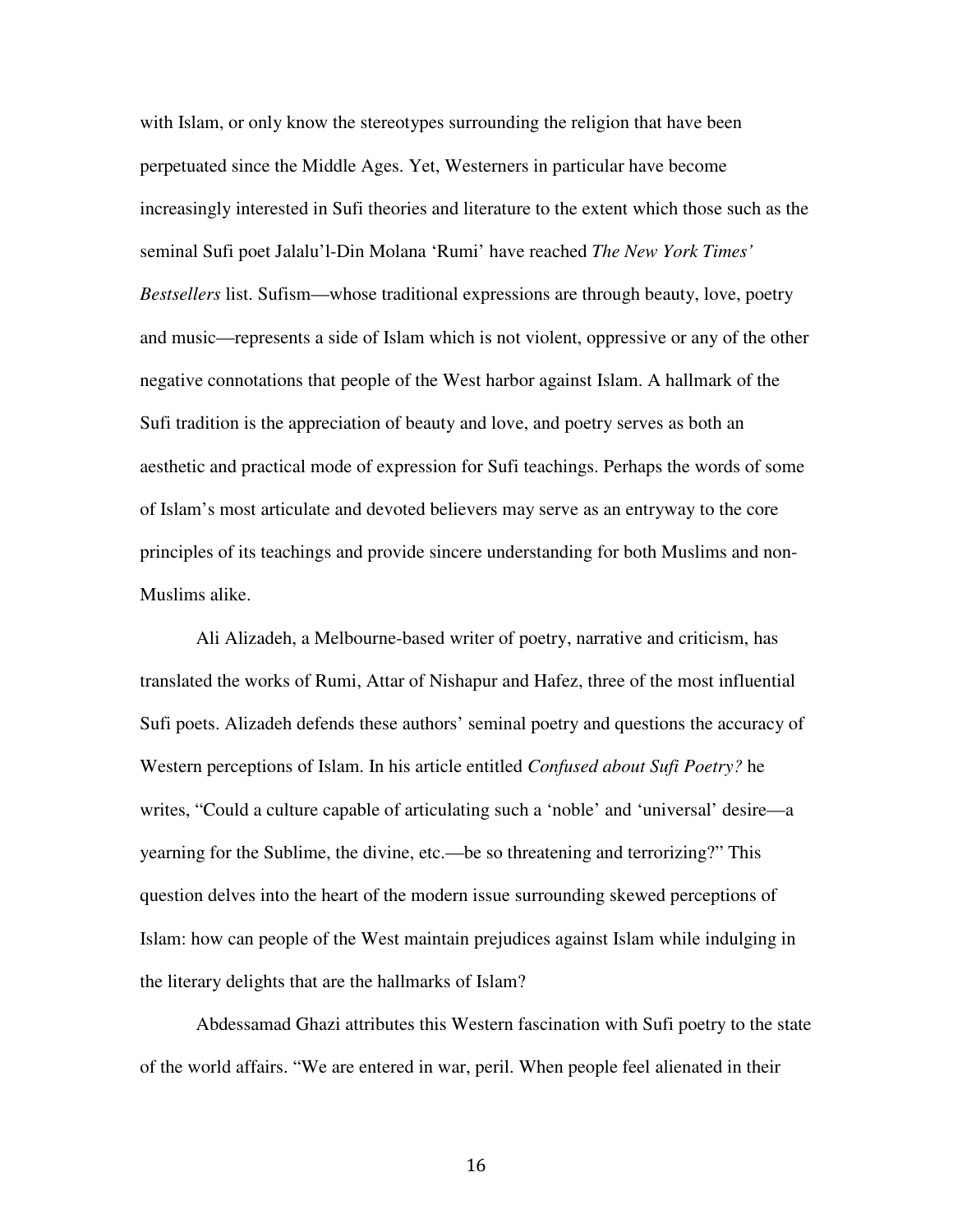with Islam, or only know the stereotypes surrounding the religion that have been perpetuated since the Middle Ages. Yet, Westerners in particular have become increasingly interested in Sufi theories and literature to the extent which those such as the seminal Sufi poet Jalalu'l-Din Molana 'Rumi' have reached *The New York Times' Bestsellers* list. Sufism—whose traditional expressions are through beauty, love, poetry and music—represents a side of Islam which is not violent, oppressive or any of the other negative connotations that people of the West harbor against Islam. A hallmark of the Sufi tradition is the appreciation of beauty and love, and poetry serves as both an aesthetic and practical mode of expression for Sufi teachings. Perhaps the words of some of Islam's most articulate and devoted believers may serve as an entryway to the core principles of its teachings and provide sincere understanding for both Muslims and non-Muslims alike.

Ali Alizadeh, a Melbourne-based writer of poetry, narrative and criticism, has translated the works of Rumi, Attar of Nishapur and Hafez, three of the most influential Sufi poets. Alizadeh defends these authors' seminal poetry and questions the accuracy of Western perceptions of Islam. In his article entitled *Confused about Sufi Poetry?* he writes, "Could a culture capable of articulating such a 'noble' and 'universal' desire—a yearning for the Sublime, the divine, etc.—be so threatening and terrorizing?" This question delves into the heart of the modern issue surrounding skewed perceptions of Islam: how can people of the West maintain prejudices against Islam while indulging in the literary delights that are the hallmarks of Islam?

Abdessamad Ghazi attributes this Western fascination with Sufi poetry to the state of the world affairs. "We are entered in war, peril. When people feel alienated in their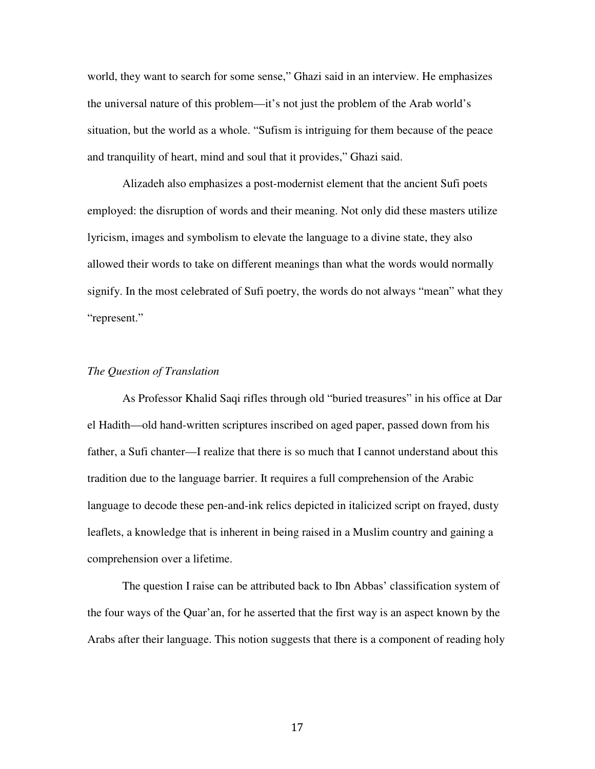world, they want to search for some sense," Ghazi said in an interview. He emphasizes the universal nature of this problem—it's not just the problem of the Arab world's situation, but the world as a whole. "Sufism is intriguing for them because of the peace and tranquility of heart, mind and soul that it provides," Ghazi said.

Alizadeh also emphasizes a post-modernist element that the ancient Sufi poets employed: the disruption of words and their meaning. Not only did these masters utilize lyricism, images and symbolism to elevate the language to a divine state, they also allowed their words to take on different meanings than what the words would normally signify. In the most celebrated of Sufi poetry, the words do not always "mean" what they "represent."

*The Question of Translation*

As Professor Khalid Saqi rifles through old "buried treasures" in his office at Dar el Hadith—old hand-written scriptures inscribed on aged paper, passed down from his father, a Sufi chanter—I realize that there is so much that I cannot understand about this tradition due to the language barrier. It requires a full comprehension of the Arabic language to decode these pen-and-ink relics depicted in italicized script on frayed, dusty leaflets, a knowledge that is inherent in being raised in a Muslim country and gaining a comprehension over a lifetime.

The question I raise can be attributed back to Ibn Abbas' classification system of the four ways of the Quar'an, for he asserted that the first way is an aspect known by the Arabs after their language. This notion suggests that there is a component of reading holy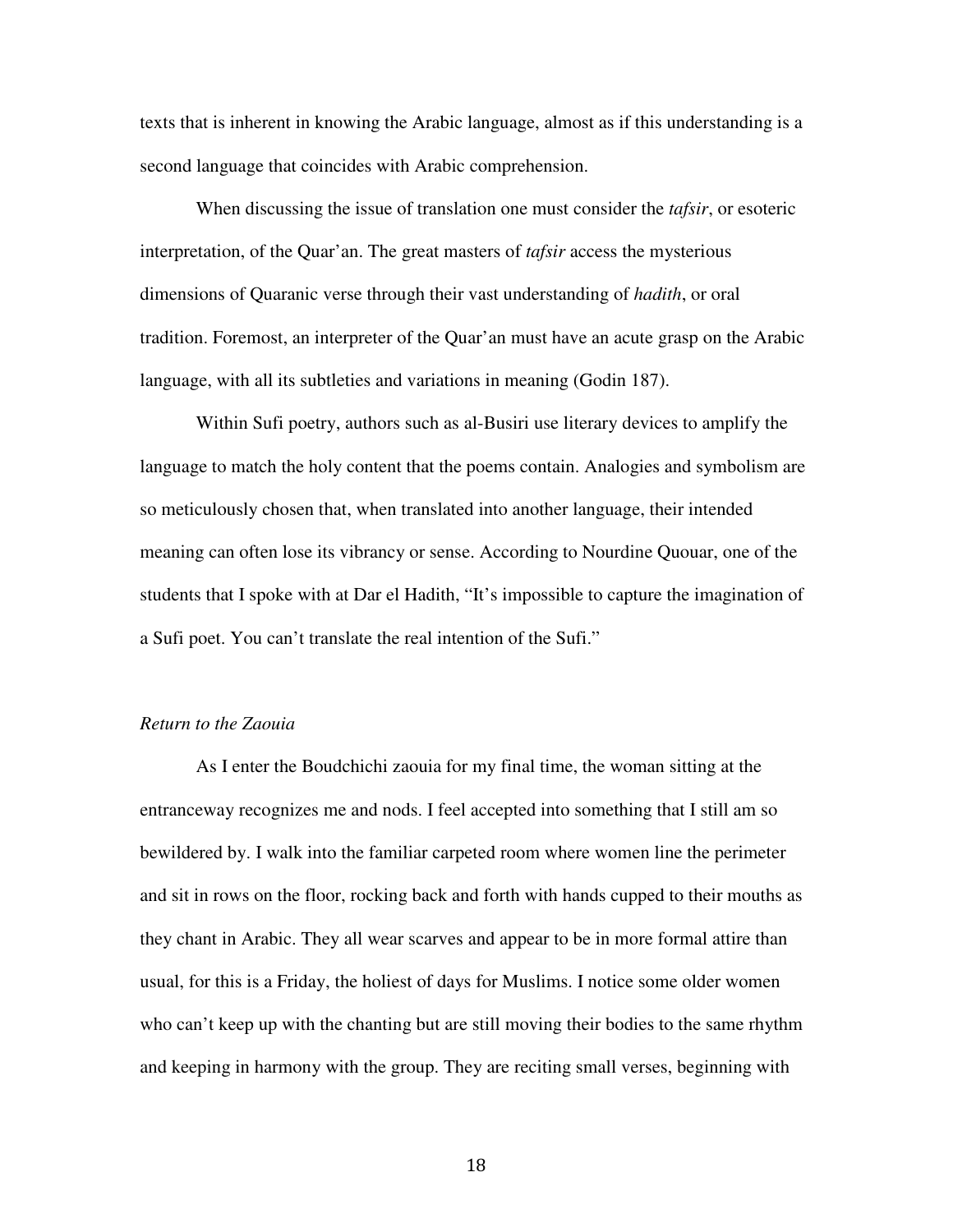texts that is inherent in knowing the Arabic language, almost as if this understanding is a second language that coincides with Arabic comprehension.

When discussing the issue of translation one must consider the *tafsir*, or esoteric interpretation, of the Quar'an. The great masters of *tafsir* access the mysterious dimensions of Quaranic verse through their vast understanding of *hadith*, or oral tradition. Foremost, an interpreter of the Quar'an must have an acute grasp on the Arabic language, with all its subtleties and variations in meaning (Godin 187).

Within Sufi poetry, authors such as al-Busiri use literary devices to amplify the language to match the holy content that the poems contain. Analogies and symbolism are so meticulously chosen that, when translated into another language, their intended meaning can often lose its vibrancy or sense. According to Nourdine Quouar, one of the students that I spoke with at Dar el Hadith, "It's impossible to capture the imagination of a Sufi poet. You can't translate the real intention of the Sufi."

*Return to the Zaouia*

As I enter the Boudchichi zaouia for my final time, the woman sitting at the entranceway recognizes me and nods. I feel accepted into something that I still am so bewildered by. I walk into the familiar carpeted room where women line the perimeter and sit in rows on the floor, rocking back and forth with hands cupped to their mouths as they chant in Arabic. They all wear scarves and appear to be in more formal attire than usual, for this is a Friday, the holiest of days for Muslims. I notice some older women who can't keep up with the chanting but are still moving their bodies to the same rhythm and keeping in harmony with the group. They are reciting small verses, beginning with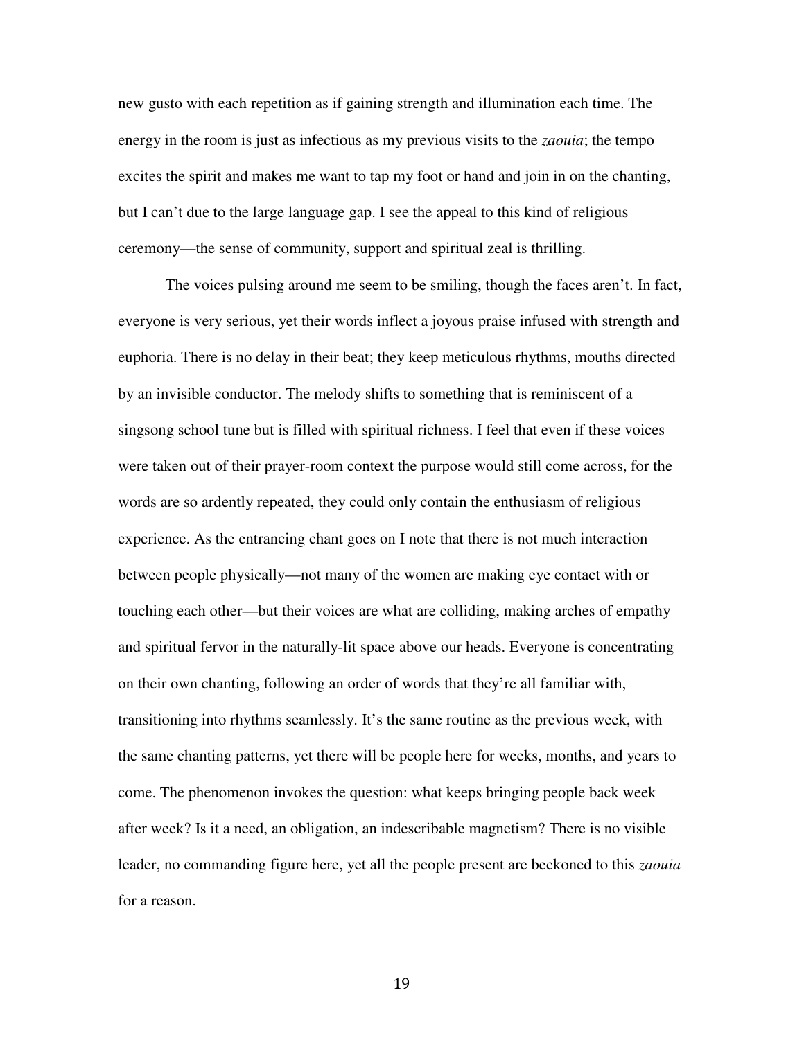new gusto with each repetition as if gaining strength and illumination each time. The energy in the room is just as infectious as my previous visits to the *zaouia*; the tempo excites the spirit and makes me want to tap my foot or hand and join in on the chanting, but I can't due to the large language gap. I see the appeal to this kind of religious ceremony—the sense of community, support and spiritual zeal is thrilling.

The voices pulsing around me seem to be smiling, though the faces aren't. In fact, everyone is very serious, yet their words inflect a joyous praise infused with strength and euphoria. There is no delay in their beat; they keep meticulous rhythms, mouths directed by an invisible conductor. The melody shifts to something that is reminiscent of a singsong school tune but is filled with spiritual richness. I feel that even if these voices were taken out of their prayer-room context the purpose would still come across, for the words are so ardently repeated, they could only contain the enthusiasm of religious experience. As the entrancing chant goes on I note that there is not much interaction between people physically—not many of the women are making eye contact with or touching each other—but their voices are what are colliding, making arches of empathy and spiritual fervor in the naturally-lit space above our heads. Everyone is concentrating on their own chanting, following an order of words that they're all familiar with, transitioning into rhythms seamlessly. It's the same routine as the previous week, with the same chanting patterns, yet there will be people here for weeks, months, and years to come. The phenomenon invokes the question: what keeps bringing people back week after week? Is it a need, an obligation, an indescribable magnetism? There is no visible leader, no commanding figure here, yet all the people present are beckoned to this *zaouia* for a reason.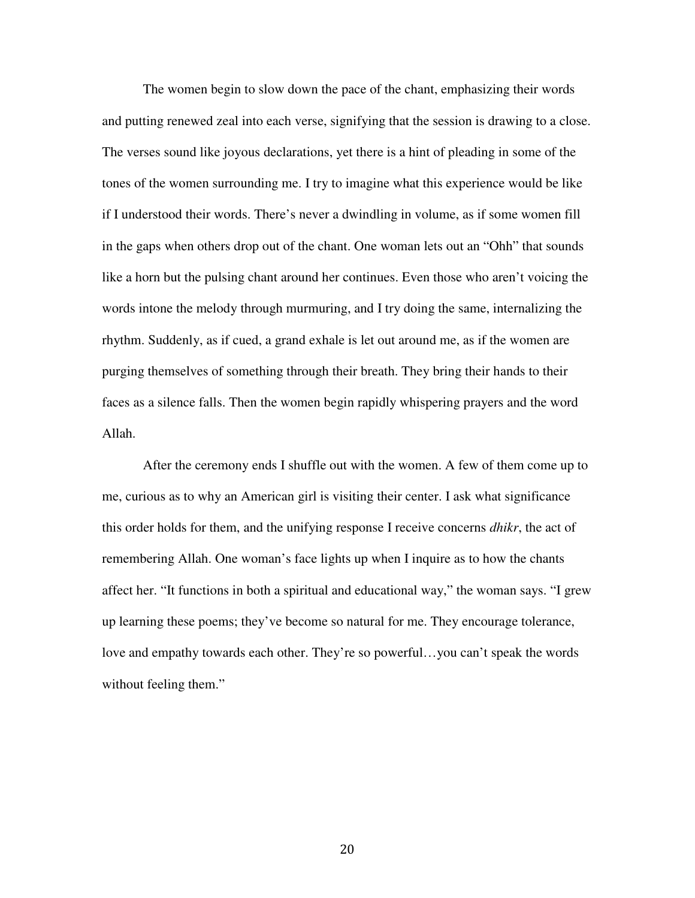The women begin to slow down the pace of the chant, emphasizing their words and putting renewed zeal into each verse, signifying that the session is drawing to a close. The verses sound like joyous declarations, yet there is a hint of pleading in some of the tones of the women surrounding me. I try to imagine what this experience would be like if I understood their words. There's never a dwindling in volume, as if some women fill in the gaps when others drop out of the chant. One woman lets out an "Ohh" that sounds like a horn but the pulsing chant around her continues. Even those who aren't voicing the words intone the melody through murmuring, and I try doing the same, internalizing the rhythm. Suddenly, as if cued, a grand exhale is let out around me, as if the women are purging themselves of something through their breath. They bring their hands to their faces as a silence falls. Then the women begin rapidly whispering prayers and the word Allah.

After the ceremony ends I shuffle out with the women. A few of them come up to me, curious as to why an American girl is visiting their center. I ask what significance this order holds for them, and the unifying response I receive concerns *dhikr*, the act of remembering Allah. One woman's face lights up when I inquire as to how the chants affect her. "It functions in both a spiritual and educational way," the woman says. "I grew up learning these poems; they've become so natural for me. They encourage tolerance, love and empathy towards each other. They're so powerful…you can't speak the words without feeling them."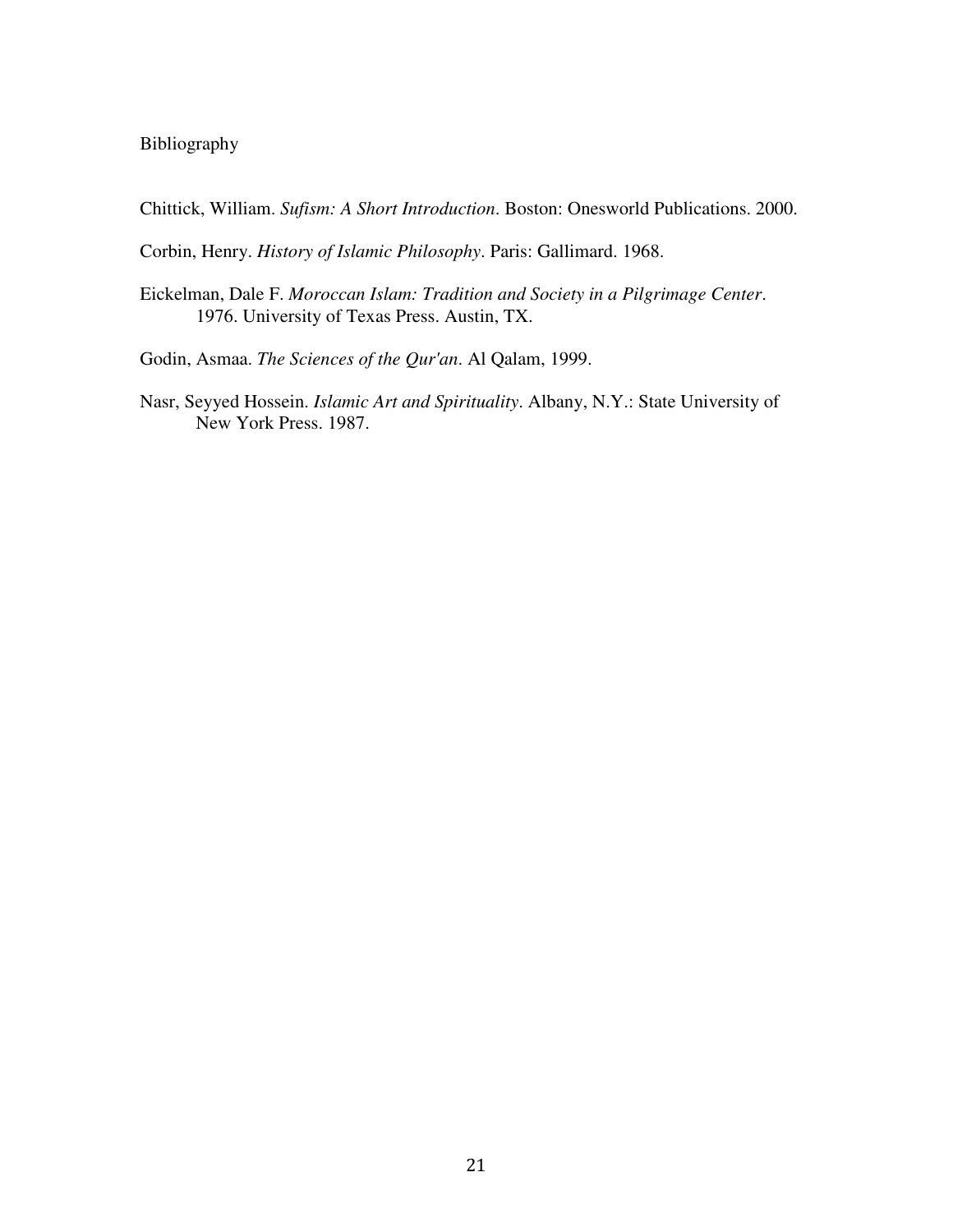# Bibliography

Chittick, William. *Sufism: A Short Introduction*. Boston: Onesworld Publications. 2000.

Corbin, Henry. *History of Islamic Philosophy*. Paris: Gallimard. 1968.

Eickelman, Dale F. *Moroccan Islam: Tradition and Society in a Pilgrimage Center*. 1976. University of Texas Press. Austin, TX.

Godin, Asmaa. *The Sciences of the Qur'an*. Al Qalam, 1999.

Nasr, Seyyed Hossein. *Islamic Art and Spirituality*. Albany, N.Y.: State University of New York Press. 1987.